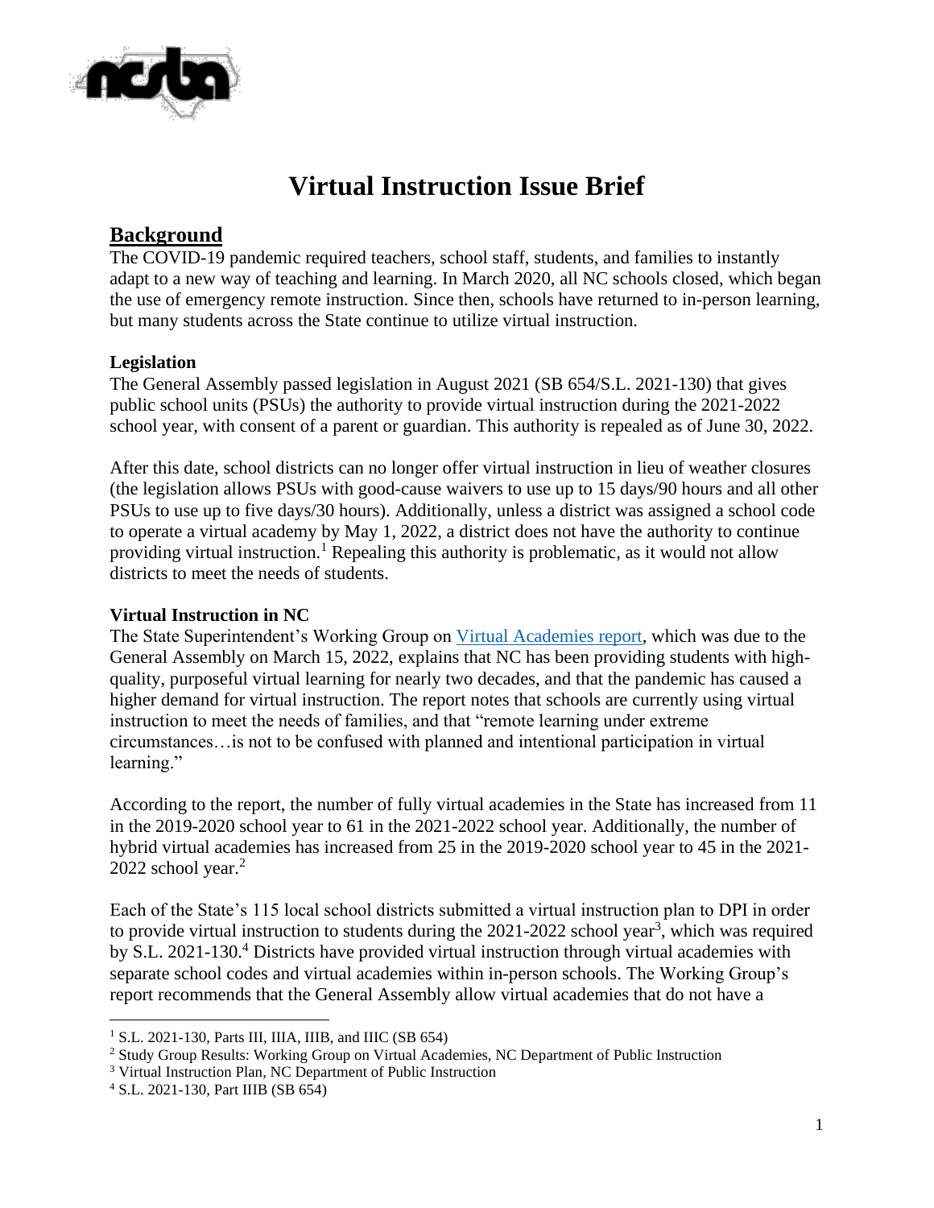# Virtual Instruction Issue Brief

## Background

The COVID-19 pandemic required teachers, school staff, students, and families to instantly adapt to a new way of teaching and learning. In March 2020, all NC schools closed, which began the use of emergency remote instruction. Since then, schools have returned to in-person learning, but many students across the State continue to utilize virtual instruction.

### Legislation

The General Assembly passed legislation in August 2021 (SB 654/S.L. 2021-130) that gives public school units (PSUs) the authority to provide virtual instruction during the 2021-2022 school year, with consent of a parent or guardian. This authority is repealed as of June 30, 2022.

After this date, school districts can no longer offer virtual instruction in lieu of weather closures (the legislation allows PSUs with good-cause waivers to use up to 15 days/90 hours and all other PSUs to use up to five days/30 hours). Additionally, unless a district was assigned a school code to operate a virtual academy by May 1, 2022, a district does not have the authority to continue providing virtual instruction.[1] Repealing this authority is problematic, as it would not allow districts to meet the needs of students.

### Virtual Instruction in NC

The State Superintendent's Working Group on Virtual Academies report, which was due to the General Assembly on March 15, 2022, explains that NC has been providing students with high-quality, purposeful virtual learning for nearly two decades, and that the pandemic has caused a higher demand for virtual instruction. The report notes that schools are currently using virtual instruction to meet the needs of families, and that "remote learning under extreme circumstances…is not to be confused with planned and intentional participation in virtual learning."

According to the report, the number of fully virtual academies in the State has increased from 11 in the 2019-2020 school year to 61 in the 2021-2022 school year. Additionally, the number of hybrid virtual academies has increased from 25 in the 2019-2020 school year to 45 in the 2021-2022 school year.[2]

Each of the State's 115 local school districts submitted a virtual instruction plan to DPI in order to provide virtual instruction to students during the 2021-2022 school year[3], which was required by S.L. 2021-130.[4] Districts have provided virtual instruction through virtual academies with separate school codes and virtual academies within in-person schools. The Working Group's report recommends that the General Assembly allow virtual academies that do not have a

---

[1] S.L. 2021-130, Parts III, IIIA, IIIB, and IIIC (SB 654)

[2] Study Group Results: Working Group on Virtual Academies, NC Department of Public Instruction

[3] Virtual Instruction Plan, NC Department of Public Instruction

[4] S.L. 2021-130, Part IIIB (SB 654)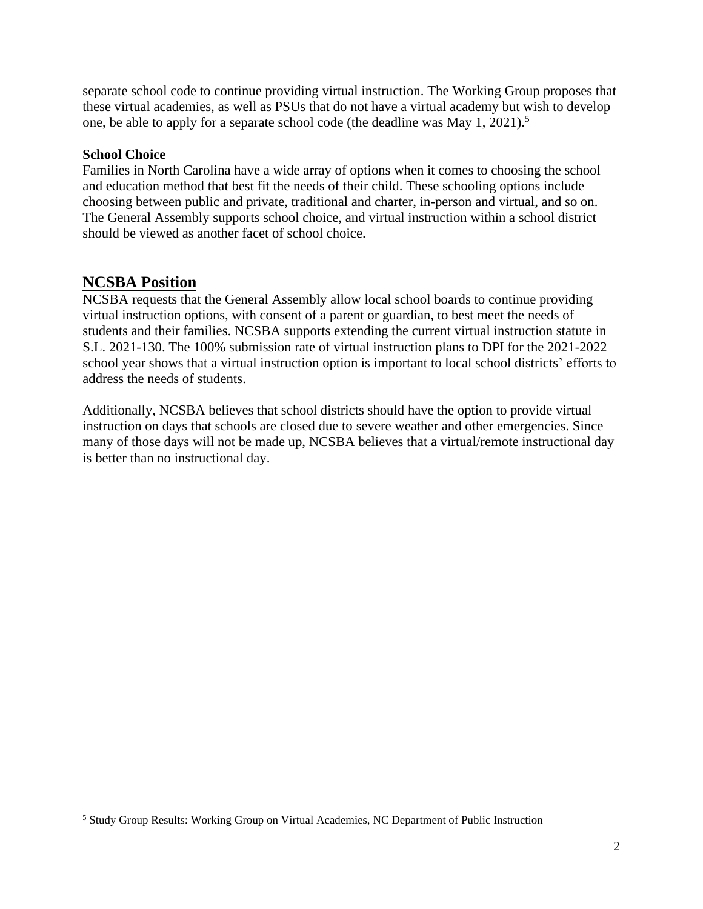separate school code to continue providing virtual instruction. The Working Group proposes that these virtual academies, as well as PSUs that do not have a virtual academy but wish to develop one, be able to apply for a separate school code (the deadline was May 1, 2021).[5]

**School Choice**

Families in North Carolina have a wide array of options when it comes to choosing the school and education method that best fit the needs of their child. These schooling options include choosing between public and private, traditional and charter, in-person and virtual, and so on. The General Assembly supports school choice, and virtual instruction within a school district should be viewed as another facet of school choice.

## NCSBA Position

NCSBA requests that the General Assembly allow local school boards to continue providing virtual instruction options, with consent of a parent or guardian, to best meet the needs of students and their families. NCSBA supports extending the current virtual instruction statute in S.L. 2021-130. The 100% submission rate of virtual instruction plans to DPI for the 2021-2022 school year shows that a virtual instruction option is important to local school districts' efforts to address the needs of students.

Additionally, NCSBA believes that school districts should have the option to provide virtual instruction on days that schools are closed due to severe weather and other emergencies. Since many of those days will not be made up, NCSBA believes that a virtual/remote instructional day is better than no instructional day.

[5] Study Group Results: Working Group on Virtual Academies, NC Department of Public Instruction